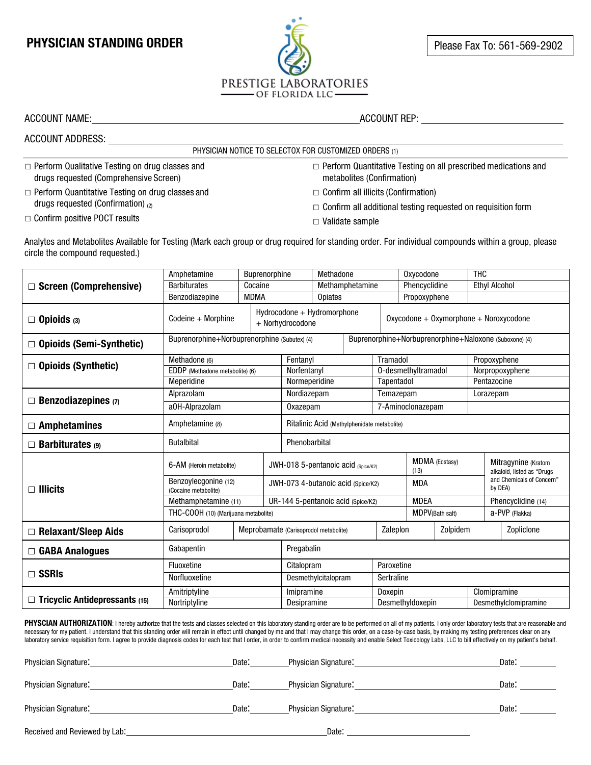# PHYSICIAN STANDING ORDER

PRESTIGE LABORATORIES OF FLORIDA LLC

Please Fax To: 561-569-2902

ACCOUNT NAME: ______________________ ACCOUNT REP: ______________________

ACCOUNT ADDRESS: ______________________

PHYSICIAN NOTICE TO SELECTOX FOR CUSTOMIZED ORDERS (1)

- ☐ Perform Qualitative Testing on drug classes and drugs requested (Comprehensive Screen)
- ☐ Perform Quantitative Testing on drug classes and drugs requested (Confirmation) (2)
- ☐ Confirm positive POCT results
- ☐ Perform Quantitative Testing on all prescribed medications and metabolites (Confirmation)
- ☐ Confirm all illicits (Confirmation)
- ☐ Confirm all additional testing requested on requisition form
- ☐ Validate sample

Analytes and Metabolites Available for Testing (Mark each group or drug required for standing order. For individual compounds within a group, please circle the compound requested.)

| Group | | | | | |
|---|---|---|---|---|---|
| ☐ **Screen (Comprehensive)** | Amphetamine | Buprenorphine | Methadone | Oxycodone | THC |
| | Barbiturates | Cocaine | Methamphetamine | Phencyclidine | Ethyl Alcohol |
| | Benzodiazepine | MDMA | Opiates | Propoxyphene | |
| ☐ **Opioids (3)** | Codeine + Morphine | Hydrocodone + Hydromorphone + Norhydrocodone | Oxycodone + Oxymorphone + Noroxycodone | | |
| ☐ **Opioids (Semi-Synthetic)** | Buprenorphine+Norbuprenorphine (Subutex) (4) | Buprenorphine+Norbuprenorphine+Naloxone (Suboxone) (4) | | | |
| ☐ **Opioids (Synthetic)** | Methadone (6) | Fentanyl | Tramadol | Propoxyphene | |
| | EDDP (Methadone metabolite) (6) | Norfentanyl | O-desmethyltramadol | Norpropoxyphene | |
| | Meperidine | Normeperidine | Tapentadol | Pentazocine | |
| ☐ **Benzodiazepines (7)** | Alprazolam | Nordiazepam | Temazepam | Lorazepam | |
| | aOH-Alprazolam | Oxazepam | 7-Aminoclonazepam | | |
| ☐ **Amphetamines** | Amphetamine (8) | Ritalinic Acid (Methylphenidate metabolite) | | | |
| ☐ **Barbiturates (9)** | Butalbital | Phenobarbital | | | |
| ☐ **Illicits** | 6-AM (Heroin metabolite) | JWH-018 5-pentanoic acid (Spice/K2) | MDMA (Ecstasy) (13) | Mitragynine (Kratom alkaloid, listed as "Drugs and Chemicals of Concern" by DEA) | |
| | Benzoylecgonine (12) (Cocaine metabolite) | JWH-073 4-butanoic acid (Spice/K2) | MDA | | |
| | Methamphetamine (11) | UR-144 5-pentanoic acid (Spice/K2) | MDEA | Phencyclidine (14) | |
| | THC-COOH (10) (Marijuana metabolite) | | MDPV(Bath salt) | a-PVP (Flakka) | |
| ☐ **Relaxant/Sleep Aids** | Carisoprodol | Meprobamate (Carisoprodol metabolite) | Zaleplon | Zolpidem | Zopliclone |
| ☐ **GABA Analogues** | Gabapentin | Pregabalin | | | |
| ☐ **SSRIs** | Fluoxetine | Citalopram | Paroxetine | | |
| | Norfluoxetine | Desmethylcitalopram | Sertraline | | |
| ☐ **Tricyclic Antidepressants (15)** | Amitriptyline | Imipramine | Doxepin | Clomipramine | |
| | Nortriptyline | Desipramine | Desmethyldoxepin | Desmethylclomipramine | |

**PHYSCIAN AUTHORIZATION**: I hereby authorize that the tests and classes selected on this laboratory standing order are to be performed on all of my patients. I only order laboratory tests that are reasonable and necessary for my patient. I understand that this standing order will remain in effect until changed by me and that I may change this order, on a case-by-case basis, by making my testing preferences clear on any laboratory service requisition form. I agree to provide diagnosis codes for each test that I order, in order to confirm medical necessity and enable Select Toxicology Labs, LLC to bill effectively on my patient's behalf.

Physician Signature: ______________________ Date: ________ Physician Signature: ______________________ Date: ________

Physician Signature: ______________________ Date: ________ Physician Signature: ______________________ Date: ________

Physician Signature: ______________________ Date: ________ Physician Signature: ______________________ Date: ________

Received and Reviewed by Lab: ______________________ Date: ______________________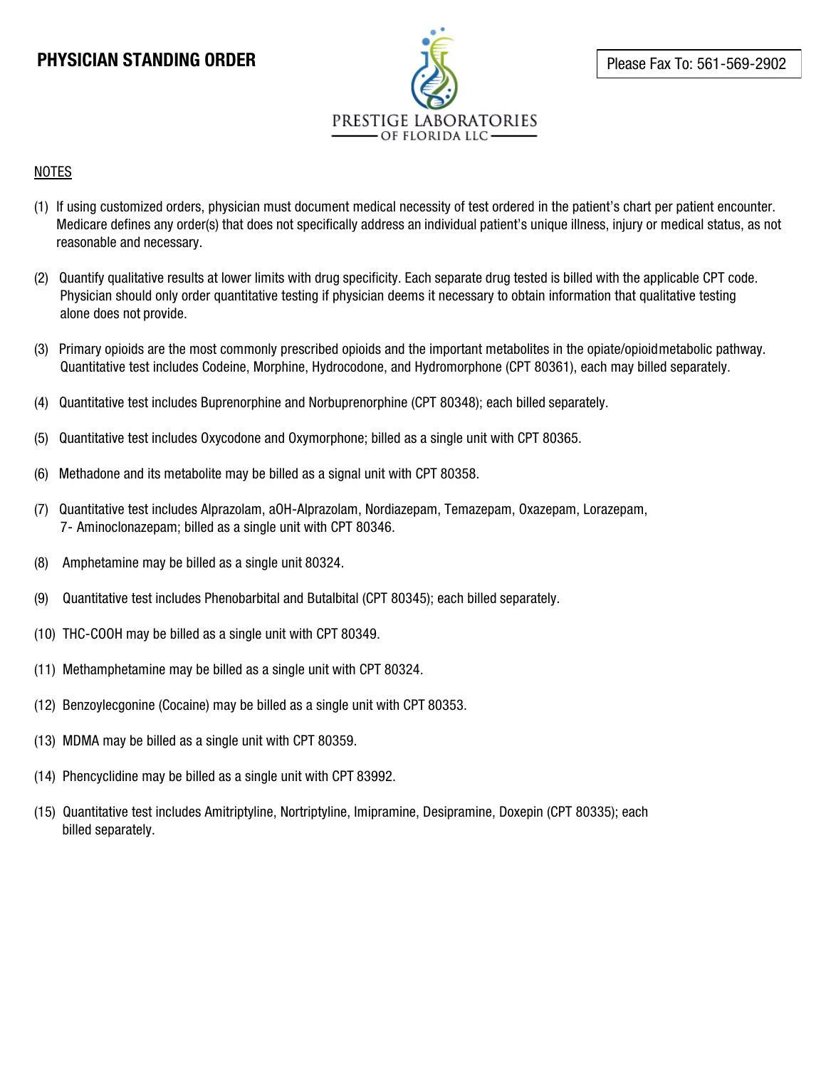# PHYSICIAN STANDING ORDER

PRESTIGE LABORATORIES
OF FLORIDA LLC

Please Fax To: 561-569-2902

NOTES

(1) If using customized orders, physician must document medical necessity of test ordered in the patient's chart per patient encounter. Medicare defines any order(s) that does not specifically address an individual patient's unique illness, injury or medical status, as not reasonable and necessary.

(2) Quantify qualitative results at lower limits with drug specificity. Each separate drug tested is billed with the applicable CPT code. Physician should only order quantitative testing if physician deems it necessary to obtain information that qualitative testing alone does not provide.

(3) Primary opioids are the most commonly prescribed opioids and the important metabolites in the opiate/opioidmetabolic pathway. Quantitative test includes Codeine, Morphine, Hydrocodone, and Hydromorphone (CPT 80361), each may billed separately.

(4) Quantitative test includes Buprenorphine and Norbuprenorphine (CPT 80348); each billed separately.

(5) Quantitative test includes Oxycodone and Oxymorphone; billed as a single unit with CPT 80365.

(6) Methadone and its metabolite may be billed as a signal unit with CPT 80358.

(7) Quantitative test includes Alprazolam, aOH-Alprazolam, Nordiazepam, Temazepam, Oxazepam, Lorazepam, 7- Aminoclonazepam; billed as a single unit with CPT 80346.

(8) Amphetamine may be billed as a single unit 80324.

(9) Quantitative test includes Phenobarbital and Butalbital (CPT 80345); each billed separately.

(10) THC-COOH may be billed as a single unit with CPT 80349.

(11) Methamphetamine may be billed as a single unit with CPT 80324.

(12) Benzoylecgonine (Cocaine) may be billed as a single unit with CPT 80353.

(13) MDMA may be billed as a single unit with CPT 80359.

(14) Phencyclidine may be billed as a single unit with CPT 83992.

(15) Quantitative test includes Amitriptyline, Nortriptyline, Imipramine, Desipramine, Doxepin (CPT 80335); each billed separately.